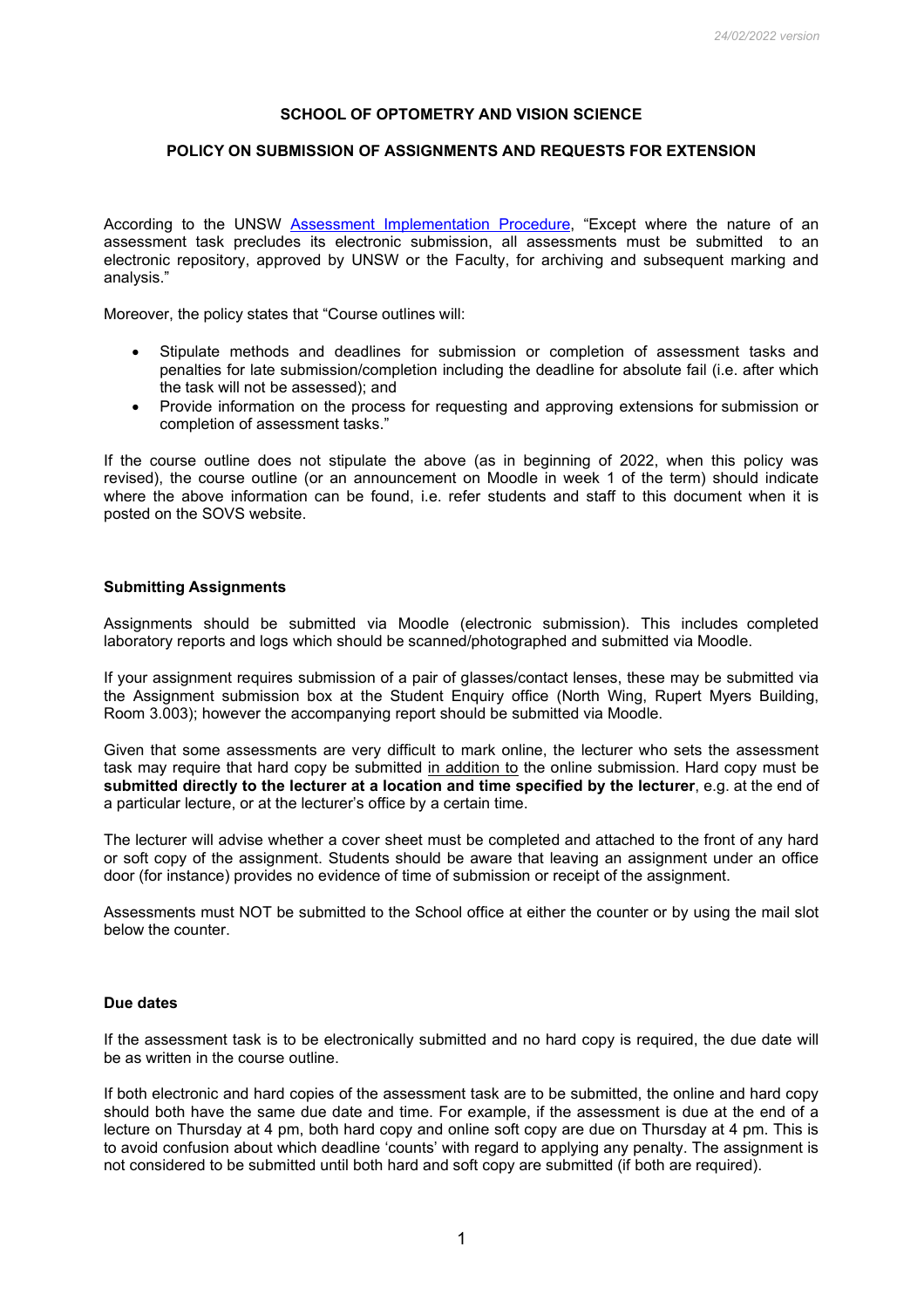*24/02/2022 version*

# SCHOOL OF OPTOMETRY AND VISION SCIENCE

## POLICY ON SUBMISSION OF ASSIGNMENTS AND REQUESTS FOR EXTENSION

According to the UNSW Assessment Implementation Procedure, "Except where the nature of an assessment task precludes its electronic submission, all assessments must be submitted to an electronic repository, approved by UNSW or the Faculty, for archiving and subsequent marking and analysis."

Moreover, the policy states that "Course outlines will:

- Stipulate methods and deadlines for submission or completion of assessment tasks and penalties for late submission/completion including the deadline for absolute fail (i.e. after which the task will not be assessed); and
- Provide information on the process for requesting and approving extensions for submission or completion of assessment tasks."

If the course outline does not stipulate the above (as in beginning of 2022, when this policy was revised), the course outline (or an announcement on Moodle in week 1 of the term) should indicate where the above information can be found, i.e. refer students and staff to this document when it is posted on the SOVS website.

### Submitting Assignments

Assignments should be submitted via Moodle (electronic submission). This includes completed laboratory reports and logs which should be scanned/photographed and submitted via Moodle.

If your assignment requires submission of a pair of glasses/contact lenses, these may be submitted via the Assignment submission box at the Student Enquiry office (North Wing, Rupert Myers Building, Room 3.003); however the accompanying report should be submitted via Moodle.

Given that some assessments are very difficult to mark online, the lecturer who sets the assessment task may require that hard copy be submitted in addition to the online submission. Hard copy must be **submitted directly to the lecturer at a location and time specified by the lecturer**, e.g. at the end of a particular lecture, or at the lecturer's office by a certain time.

The lecturer will advise whether a cover sheet must be completed and attached to the front of any hard or soft copy of the assignment. Students should be aware that leaving an assignment under an office door (for instance) provides no evidence of time of submission or receipt of the assignment.

Assessments must NOT be submitted to the School office at either the counter or by using the mail slot below the counter.

### Due dates

If the assessment task is to be electronically submitted and no hard copy is required, the due date will be as written in the course outline.

If both electronic and hard copies of the assessment task are to be submitted, the online and hard copy should both have the same due date and time. For example, if the assessment is due at the end of a lecture on Thursday at 4 pm, both hard copy and online soft copy are due on Thursday at 4 pm. This is to avoid confusion about which deadline 'counts' with regard to applying any penalty. The assignment is not considered to be submitted until both hard and soft copy are submitted (if both are required).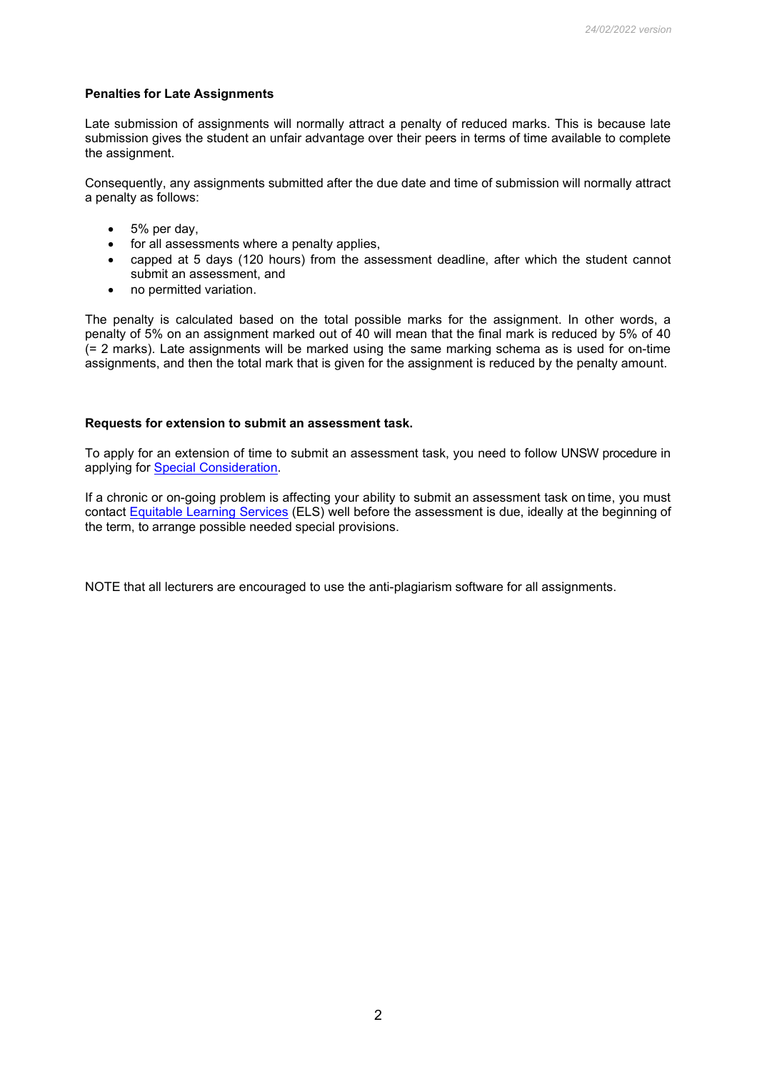**Penalties for Late Assignments**

Late submission of assignments will normally attract a penalty of reduced marks. This is because late submission gives the student an unfair advantage over their peers in terms of time available to complete the assignment.

Consequently, any assignments submitted after the due date and time of submission will normally attract a penalty as follows:

- 5% per day,
- for all assessments where a penalty applies,
- capped at 5 days (120 hours) from the assessment deadline, after which the student cannot submit an assessment, and
- no permitted variation.

The penalty is calculated based on the total possible marks for the assignment. In other words, a penalty of 5% on an assignment marked out of 40 will mean that the final mark is reduced by 5% of 40 (= 2 marks). Late assignments will be marked using the same marking schema as is used for on-time assignments, and then the total mark that is given for the assignment is reduced by the penalty amount.

**Requests for extension to submit an assessment task.**

To apply for an extension of time to submit an assessment task, you need to follow UNSW procedure in applying for Special Consideration.

If a chronic or on-going problem is affecting your ability to submit an assessment task on time, you must contact Equitable Learning Services (ELS) well before the assessment is due, ideally at the beginning of the term, to arrange possible needed special provisions.

NOTE that all lecturers are encouraged to use the anti-plagiarism software for all assignments.